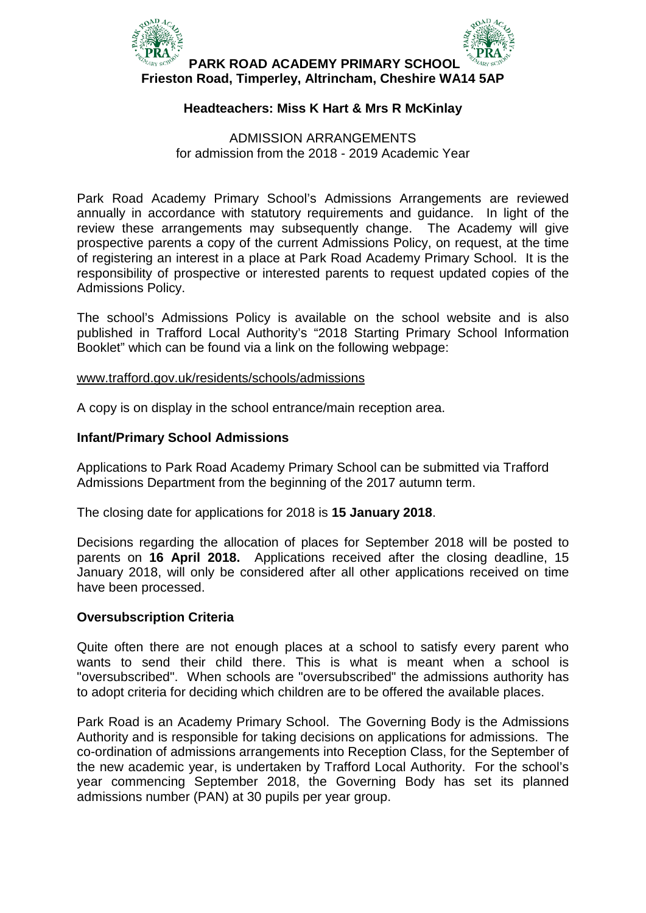**PARK ROAD ACADEMY PRIMARY SCHOOL**
**Frieston Road, Timperley, Altrincham, Cheshire WA14 5AP**

**Headteachers: Miss K Hart & Mrs R McKinlay**

ADMISSION ARRANGEMENTS
for admission from the 2018 - 2019 Academic Year

Park Road Academy Primary School's Admissions Arrangements are reviewed annually in accordance with statutory requirements and guidance. In light of the review these arrangements may subsequently change. The Academy will give prospective parents a copy of the current Admissions Policy, on request, at the time of registering an interest in a place at Park Road Academy Primary School. It is the responsibility of prospective or interested parents to request updated copies of the Admissions Policy.

The school's Admissions Policy is available on the school website and is also published in Trafford Local Authority's "2018 Starting Primary School Information Booklet" which can be found via a link on the following webpage:

www.trafford.gov.uk/residents/schools/admissions

A copy is on display in the school entrance/main reception area.

**Infant/Primary School Admissions**

Applications to Park Road Academy Primary School can be submitted via Trafford Admissions Department from the beginning of the 2017 autumn term.

The closing date for applications for 2018 is **15 January 2018**.

Decisions regarding the allocation of places for September 2018 will be posted to parents on **16 April 2018.** Applications received after the closing deadline, 15 January 2018, will only be considered after all other applications received on time have been processed.

**Oversubscription Criteria**

Quite often there are not enough places at a school to satisfy every parent who wants to send their child there. This is what is meant when a school is "oversubscribed". When schools are "oversubscribed" the admissions authority has to adopt criteria for deciding which children are to be offered the available places.

Park Road is an Academy Primary School. The Governing Body is the Admissions Authority and is responsible for taking decisions on applications for admissions. The co-ordination of admissions arrangements into Reception Class, for the September of the new academic year, is undertaken by Trafford Local Authority. For the school's year commencing September 2018, the Governing Body has set its planned admissions number (PAN) at 30 pupils per year group.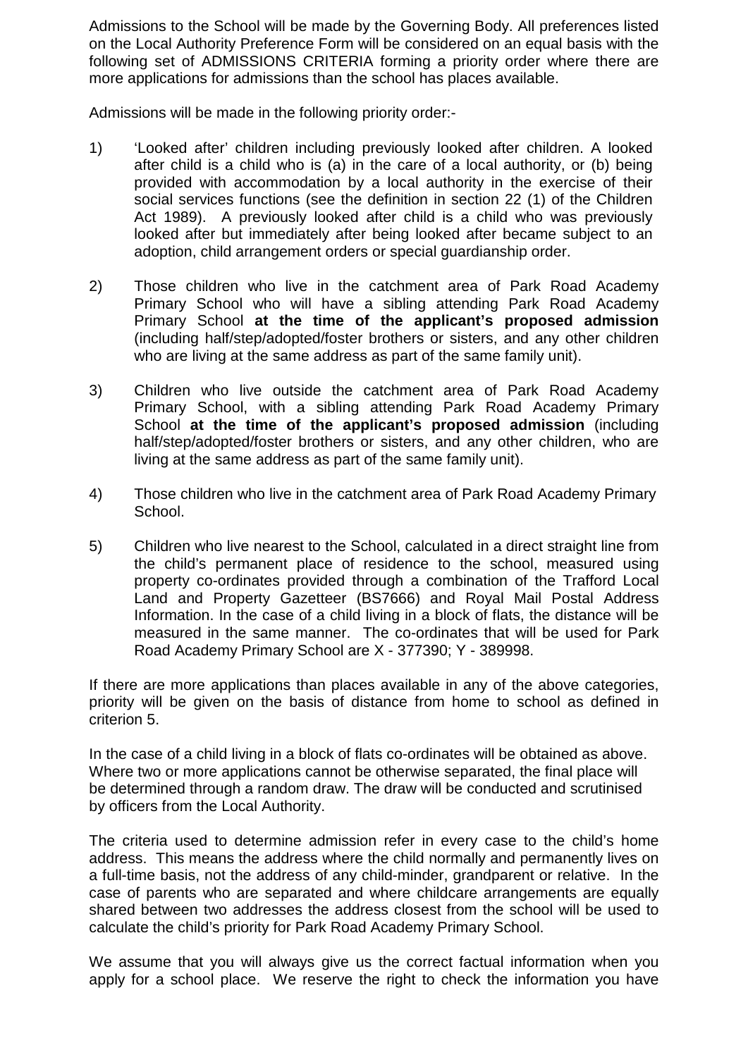Admissions to the School will be made by the Governing Body. All preferences listed on the Local Authority Preference Form will be considered on an equal basis with the following set of ADMISSIONS CRITERIA forming a priority order where there are more applications for admissions than the school has places available.

Admissions will be made in the following priority order:-

1) 'Looked after' children including previously looked after children. A looked after child is a child who is (a) in the care of a local authority, or (b) being provided with accommodation by a local authority in the exercise of their social services functions (see the definition in section 22 (1) of the Children Act 1989). A previously looked after child is a child who was previously looked after but immediately after being looked after became subject to an adoption, child arrangement orders or special guardianship order.

2) Those children who live in the catchment area of Park Road Academy Primary School who will have a sibling attending Park Road Academy Primary School **at the time of the applicant's proposed admission** (including half/step/adopted/foster brothers or sisters, and any other children who are living at the same address as part of the same family unit).

3) Children who live outside the catchment area of Park Road Academy Primary School, with a sibling attending Park Road Academy Primary School **at the time of the applicant's proposed admission** (including half/step/adopted/foster brothers or sisters, and any other children, who are living at the same address as part of the same family unit).

4) Those children who live in the catchment area of Park Road Academy Primary School.

5) Children who live nearest to the School, calculated in a direct straight line from the child's permanent place of residence to the school, measured using property co-ordinates provided through a combination of the Trafford Local Land and Property Gazetteer (BS7666) and Royal Mail Postal Address Information. In the case of a child living in a block of flats, the distance will be measured in the same manner. The co-ordinates that will be used for Park Road Academy Primary School are X - 377390; Y - 389998.

If there are more applications than places available in any of the above categories, priority will be given on the basis of distance from home to school as defined in criterion 5.

In the case of a child living in a block of flats co-ordinates will be obtained as above. Where two or more applications cannot be otherwise separated, the final place will be determined through a random draw. The draw will be conducted and scrutinised by officers from the Local Authority.

The criteria used to determine admission refer in every case to the child's home address. This means the address where the child normally and permanently lives on a full-time basis, not the address of any child-minder, grandparent or relative. In the case of parents who are separated and where childcare arrangements are equally shared between two addresses the address closest from the school will be used to calculate the child's priority for Park Road Academy Primary School.

We assume that you will always give us the correct factual information when you apply for a school place. We reserve the right to check the information you have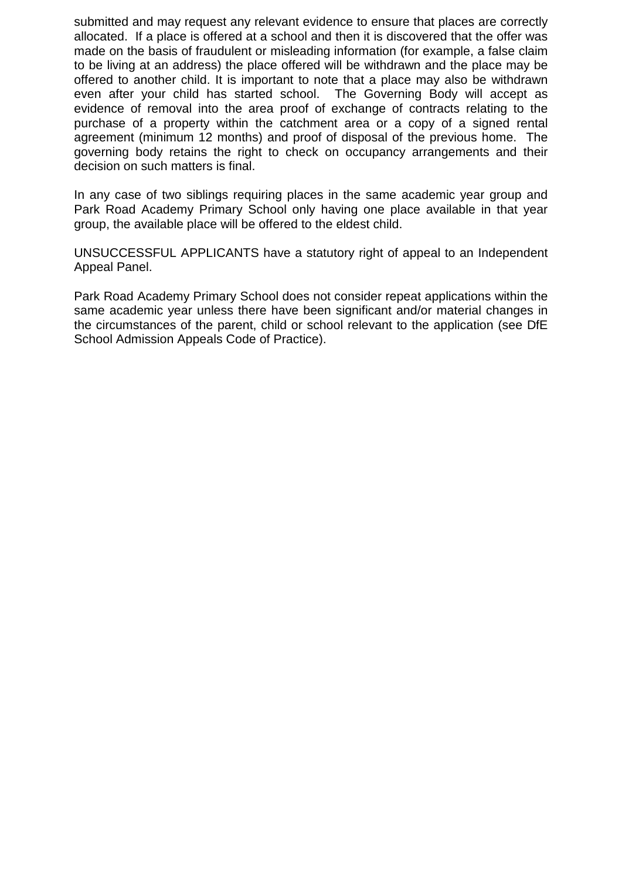submitted and may request any relevant evidence to ensure that places are correctly allocated. If a place is offered at a school and then it is discovered that the offer was made on the basis of fraudulent or misleading information (for example, a false claim to be living at an address) the place offered will be withdrawn and the place may be offered to another child. It is important to note that a place may also be withdrawn even after your child has started school. The Governing Body will accept as evidence of removal into the area proof of exchange of contracts relating to the purchase of a property within the catchment area or a copy of a signed rental agreement (minimum 12 months) and proof of disposal of the previous home. The governing body retains the right to check on occupancy arrangements and their decision on such matters is final.

In any case of two siblings requiring places in the same academic year group and Park Road Academy Primary School only having one place available in that year group, the available place will be offered to the eldest child.

UNSUCCESSFUL APPLICANTS have a statutory right of appeal to an Independent Appeal Panel.

Park Road Academy Primary School does not consider repeat applications within the same academic year unless there have been significant and/or material changes in the circumstances of the parent, child or school relevant to the application (see DfE School Admission Appeals Code of Practice).